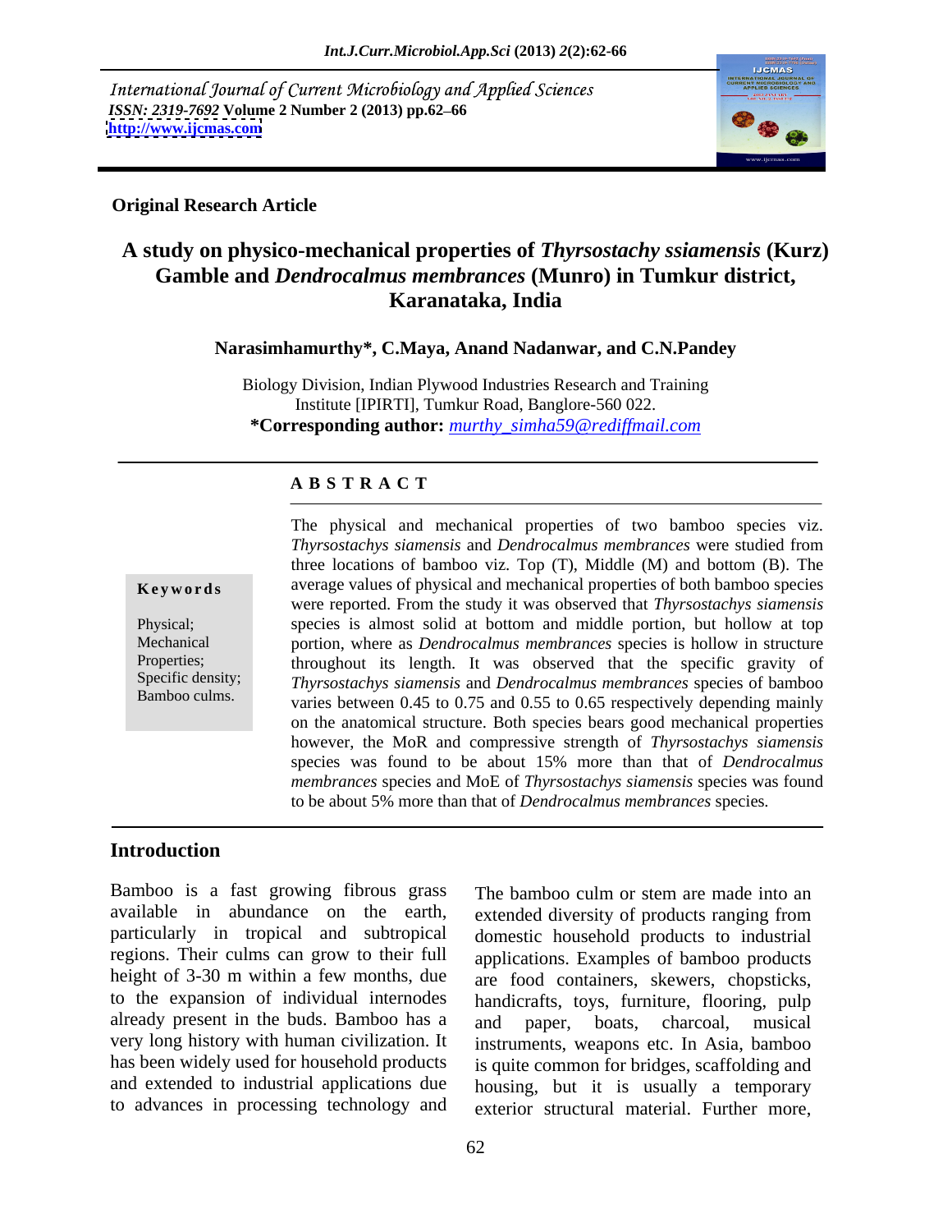International Journal of Current Microbiology and Applied Sciences
*ISSN: 2319-7692* **Volume 2 Number 2 (2013) pp.62–66**
**http://www.ijcmas.com**

**Original Research Article**

# A study on physico-mechanical properties of *Thyrsostachy ssiamensis* (Kurz) Gamble and *Dendrocalmus membrances* (Munro) in Tumkur district, Karanataka, India

**Narasimhamurthy\*, C.Maya, Anand Nadanwar, and C.N.Pandey**

Biology Division, Indian Plywood Industries Research and Training Institute [IPIRTI], Tumkur Road, Banglore-560 022.

***Corresponding author:** *murthy_simha59@rediffmail.com*

## A B S T R A C T

**Keywords**

Physical; Mechanical Properties; Specific density; Bamboo culms.

The physical and mechanical properties of two bamboo species viz. *Thyrsostachys siamensis* and *Dendrocalmus membrances* were studied from three locations of bamboo viz. Top (T), Middle (M) and bottom (B). The average values of physical and mechanical properties of both bamboo species were reported. From the study it was observed that *Thyrsostachys siamensis* species is almost solid at bottom and middle portion, but hollow at top portion, where as *Dendrocalmus membrances* species is hollow in structure throughout its length. It was observed that the specific gravity of *Thyrsostachys siamensis* and *Dendrocalmus membrances* species of bamboo varies between 0.45 to 0.75 and 0.55 to 0.65 respectively depending mainly on the anatomical structure. Both species bears good mechanical properties however, the MoR and compressive strength of *Thyrsostachys siamensis* species was found to be about 15% more than that of *Dendrocalmus membrances* species and MoE of *Thyrsostachys siamensis* species was found to be about 5% more than that of *Dendrocalmus membrances* species.

## Introduction

Bamboo is a fast growing fibrous grass available in abundance on the earth, particularly in tropical and subtropical regions. Their culms can grow to their full height of 3-30 m within a few months, due to the expansion of individual internodes already present in the buds. Bamboo has a very long history with human civilization. It has been widely used for household products and extended to industrial applications due to advances in processing technology and

The bamboo culm or stem are made into an extended diversity of products ranging from domestic household products to industrial applications. Examples of bamboo products are food containers, skewers, chopsticks, handicrafts, toys, furniture, flooring, pulp and paper, boats, charcoal, musical instruments, weapons etc. In Asia, bamboo is quite common for bridges, scaffolding and housing, but it is usually a temporary exterior structural material. Further more,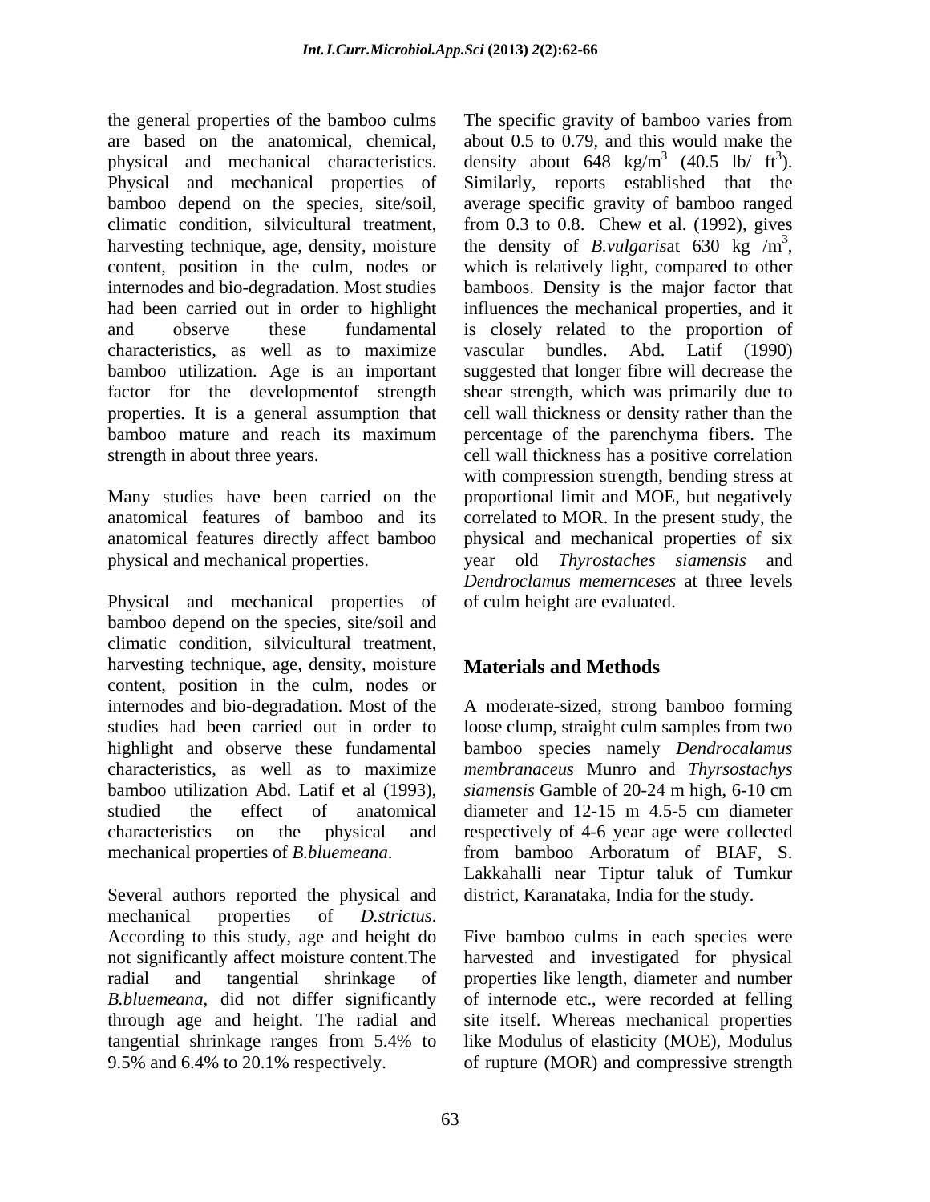the general properties of the bamboo culms are based on the anatomical, chemical, physical and mechanical characteristics. Physical and mechanical properties of bamboo depend on the species, site/soil, climatic condition, silvicultural treatment, harvesting technique, age, density, moisture content, position in the culm, nodes or internodes and bio-degradation. Most studies had been carried out in order to highlight and observe these fundamental characteristics, as well as to maximize bamboo utilization. Age is an important factor for the developmentof strength properties. It is a general assumption that bamboo mature and reach its maximum strength in about three years.

Many studies have been carried on the anatomical features of bamboo and its anatomical features directly affect bamboo physical and mechanical properties.

Physical and mechanical properties of bamboo depend on the species, site/soil and climatic condition, silvicultural treatment, harvesting technique, age, density, moisture content, position in the culm, nodes or internodes and bio-degradation. Most of the studies had been carried out in order to highlight and observe these fundamental characteristics, as well as to maximize bamboo utilization Abd. Latif et al (1993), studied the effect of anatomical characteristics on the physical and mechanical properties of *B.bluemeana*.

Several authors reported the physical and mechanical properties of *D.strictus*. According to this study, age and height do not significantly affect moisture content.The radial and tangential shrinkage of *B.bluemeana*, did not differ significantly through age and height. The radial and tangential shrinkage ranges from 5.4% to 9.5% and 6.4% to 20.1% respectively.

The specific gravity of bamboo varies from about 0.5 to 0.79, and this would make the density about 648 $kg/m^3$ (40.5 lb/ $ft^3$). Similarly, reports established that the average specific gravity of bamboo ranged from 0.3 to 0.8. Chew et al. (1992), gives the density of *B.vulgaris*at 630 kg $/m^3$, which is relatively light, compared to other bamboos. Density is the major factor that influences the mechanical properties, and it is closely related to the proportion of vascular bundles. Abd. Latif (1990) suggested that longer fibre will decrease the shear strength, which was primarily due to cell wall thickness or density rather than the percentage of the parenchyma fibers. The cell wall thickness has a positive correlation with compression strength, bending stress at proportional limit and MOE, but negatively correlated to MOR. In the present study, the physical and mechanical properties of six year old *Thyrostaches siamensis* and *Dendroclamus memernceses* at three levels of culm height are evaluated.

## Materials and Methods

A moderate-sized, strong bamboo forming loose clump, straight culm samples from two bamboo species namely *Dendrocalamus membranaceus* Munro and *Thyrsostachys siamensis* Gamble of 20-24 m high, 6-10 cm diameter and 12-15 m 4.5-5 cm diameter respectively of 4-6 year age were collected from bamboo Arboratum of BIAF, S. Lakkahalli near Tiptur taluk of Tumkur district, Karanataka, India for the study.

Five bamboo culms in each species were harvested and investigated for physical properties like length, diameter and number of internode etc., were recorded at felling site itself. Whereas mechanical properties like Modulus of elasticity (MOE), Modulus of rupture (MOR) and compressive strength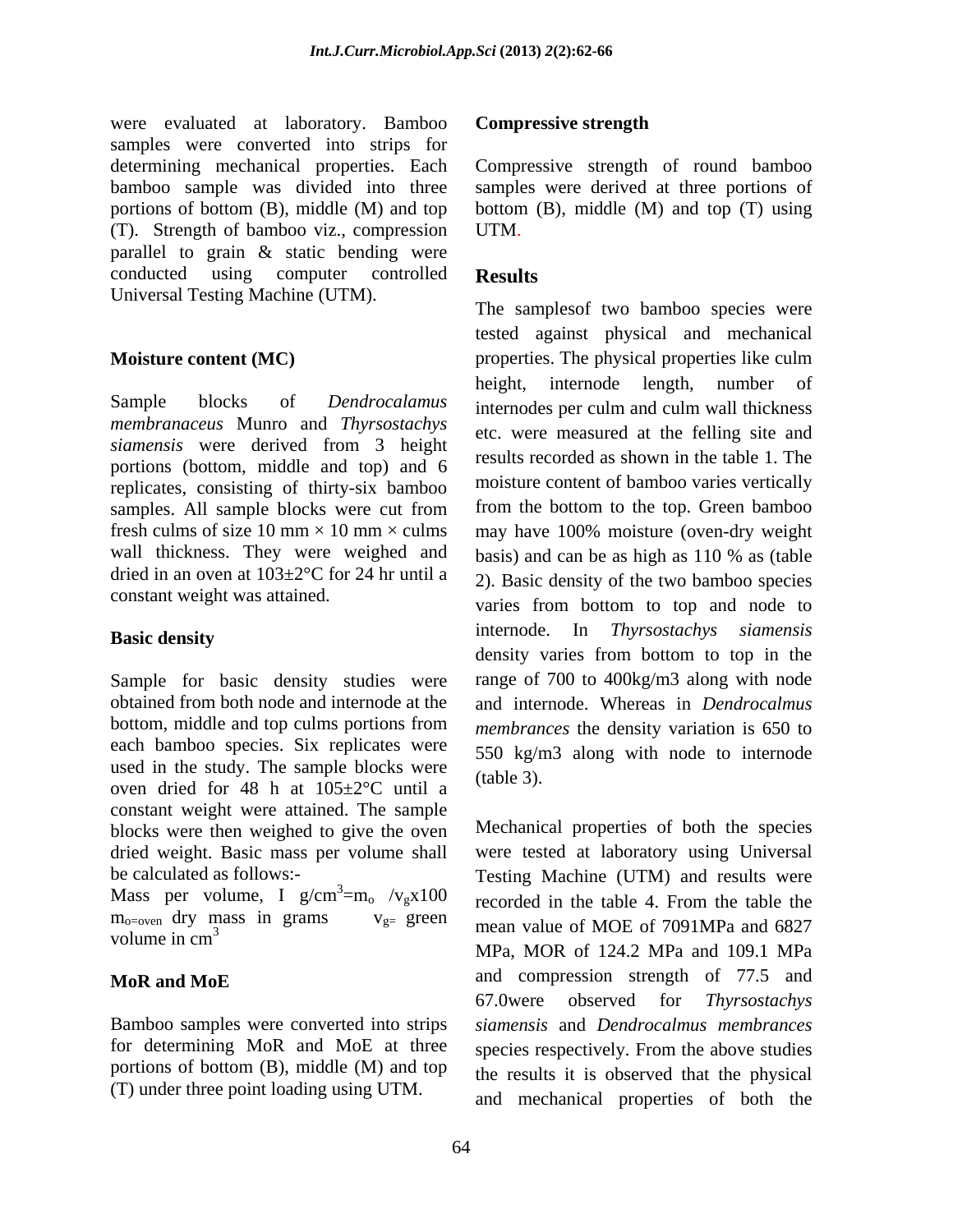were evaluated at laboratory. Bamboo samples were converted into strips for determining mechanical properties. Each bamboo sample was divided into three portions of bottom (B), middle (M) and top (T). Strength of bamboo viz., compression parallel to grain & static bending were conducted using computer controlled Universal Testing Machine (UTM).

### Moisture content (MC)

Sample blocks of *Dendrocalamus membranaceus* Munro and *Thyrsostachys siamensis* were derived from 3 height portions (bottom, middle and top) and 6 replicates, consisting of thirty-six bamboo samples. All sample blocks were cut from fresh culms of size 10 mm × 10 mm × culms wall thickness. They were weighed and dried in an oven at 103±2°C for 24 hr until a constant weight was attained.

### Basic density

Sample for basic density studies were obtained from both node and internode at the bottom, middle and top culms portions from each bamboo species. Six replicates were used in the study. The sample blocks were oven dried for 48 h at 105±2°C until a constant weight were attained. The sample blocks were then weighed to give the oven dried weight. Basic mass per volume shall be calculated as follows:-

Mass per volume, I $g/cm^3 = m_o / v_g x100$

$m_{o=oven}$ dry mass in grams $v_{g=}$ green volume in $cm^3$

### MoR and MoE

Bamboo samples were converted into strips for determining MoR and MoE at three portions of bottom (B), middle (M) and top (T) under three point loading using UTM.

### Compressive strength

Compressive strength of round bamboo samples were derived at three portions of bottom (B), middle (M) and top (T) using UTM.

## Results

The samplesof two bamboo species were tested against physical and mechanical properties. The physical properties like culm height, internode length, number of internodes per culm and culm wall thickness etc. were measured at the felling site and results recorded as shown in the table 1. The moisture content of bamboo varies vertically from the bottom to the top. Green bamboo may have 100% moisture (oven-dry weight basis) and can be as high as 110 % as (table 2). Basic density of the two bamboo species varies from bottom to top and node to internode. In *Thyrsostachys siamensis* density varies from bottom to top in the range of 700 to 400kg/m3 along with node and internode. Whereas in *Dendrocalmus membrances* the density variation is 650 to 550 kg/m3 along with node to internode (table 3).

Mechanical properties of both the species were tested at laboratory using Universal Testing Machine (UTM) and results were recorded in the table 4. From the table the mean value of MOE of 7091MPa and 6827 MPa, MOR of 124.2 MPa and 109.1 MPa and compression strength of 77.5 and 67.0were observed for *Thyrsostachys siamensis* and *Dendrocalmus membrances* species respectively. From the above studies the results it is observed that the physical and mechanical properties of both the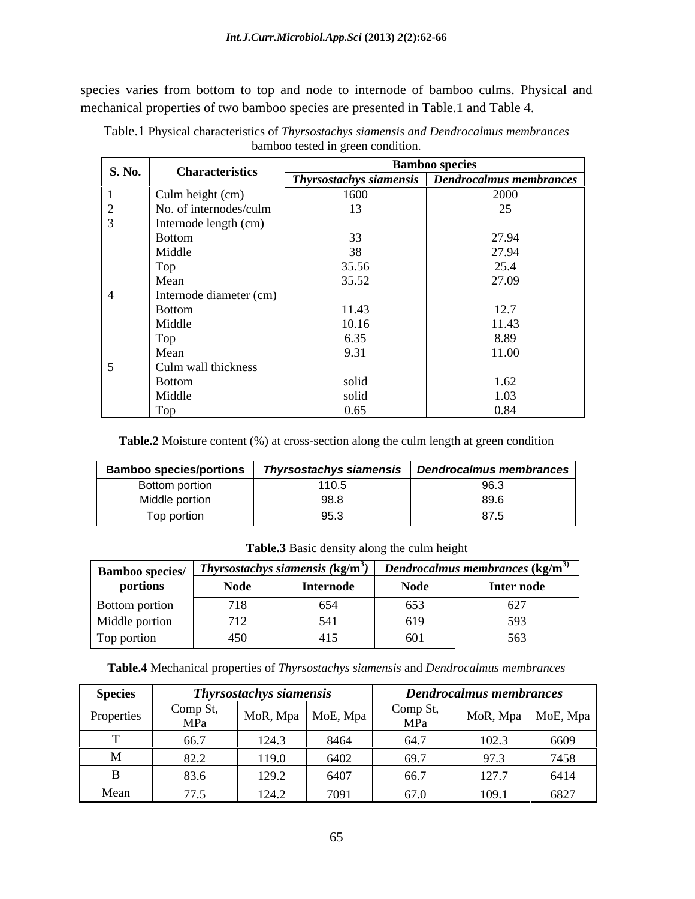species varies from bottom to top and node to internode of bamboo culms. Physical and mechanical properties of two bamboo species are presented in Table.1 and Table 4.

Table.1 Physical characteristics of *Thyrsostachys siamensis and Dendrocalmus membrances* bamboo tested in green condition.

| S. No. | Characteristics | Bamboo species | |
|---|---|---|---|
| | | *Thyrsostachys siamensis* | *Dendrocalmus membrances* |
| 1 | Culm height (cm) | 1600 | 2000 |
| 2 | No. of internodes/culm | 13 | 25 |
| 3 | Internode length (cm) | | |
| | Bottom | 33 | 27.94 |
| | Middle | 38 | 27.94 |
| | Top | 35.56 | 25.4 |
| | Mean | 35.52 | 27.09 |
| 4 | Internode diameter (cm) | | |
| | Bottom | 11.43 | 12.7 |
| | Middle | 10.16 | 11.43 |
| | Top | 6.35 | 8.89 |
| | Mean | 9.31 | 11.00 |
| 5 | Culm wall thickness | | |
| | Bottom | solid | 1.62 |
| | Middle | solid | 1.03 |
| | Top | 0.65 | 0.84 |

**Table.2** Moisture content (%) at cross-section along the culm length at green condition

| Bamboo species/portions | *Thyrsostachys siamensis* | *Dendrocalmus membrances* |
|---|---|---|
| Bottom portion | 110.5 | 96.3 |
| Middle portion | 98.8 | 89.6 |
| Top portion | 95.3 | 87.5 |

**Table.3** Basic density along the culm height

| Bamboo species/ portions | *Thyrsostachys siamensis* (kg/m$^3$) | | *Dendrocalmus membrances* (kg/m$^3$) | |
|---|---|---|---|---|
| | Node | Internode | Node | Inter node |
| Bottom portion | 718 | 654 | 653 | 627 |
| Middle portion | 712 | 541 | 619 | 593 |
| Top portion | 450 | 415 | 601 | 563 |

**Table.4** Mechanical properties of *Thyrsostachys siamensis* and *Dendrocalmus membrances*

| Species | *Thyrsostachys siamensis* | | | *Dendrocalmus membrances* | | |
|---|---|---|---|---|---|---|
| Properties | Comp St, MPa | MoR, Mpa | MoE, Mpa | Comp St, MPa | MoR, Mpa | MoE, Mpa |
| T | 66.7 | 124.3 | 8464 | 64.7 | 102.3 | 6609 |
| M | 82.2 | 119.0 | 6402 | 69.7 | 97.3 | 7458 |
| B | 83.6 | 129.2 | 6407 | 66.7 | 127.7 | 6414 |
| Mean | 77.5 | 124.2 | 7091 | 67.0 | 109.1 | 6827 |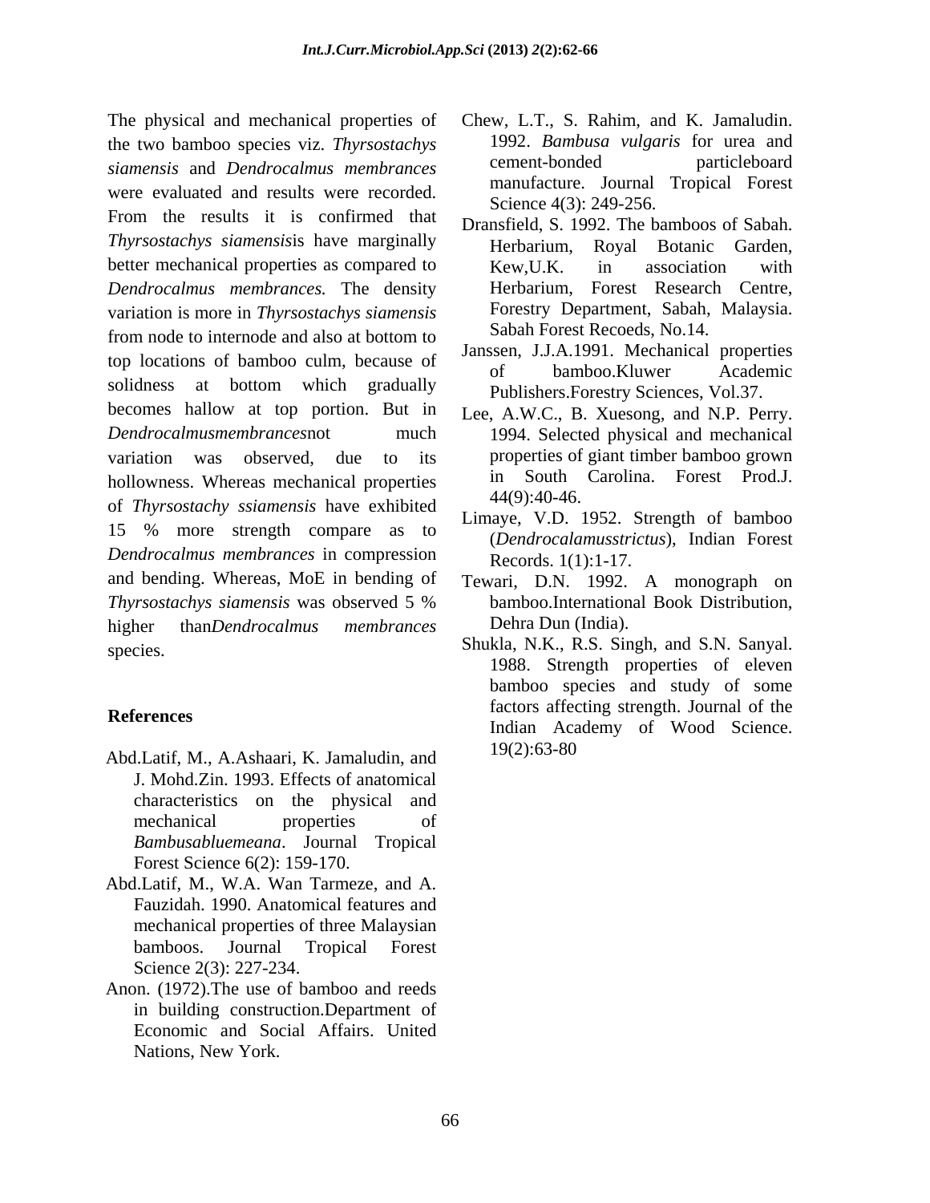The physical and mechanical properties of the two bamboo species viz. *Thyrsostachys siamensis* and *Dendrocalmus membrances* were evaluated and results were recorded. From the results it is confirmed that *Thyrsostachys siamensis*is have marginally better mechanical properties as compared to *Dendrocalmus membrances.* The density variation is more in *Thyrsostachys siamensis* from node to internode and also at bottom to top locations of bamboo culm, because of solidness at bottom which gradually becomes hallow at top portion. But in *Dendrocalmusmembrances*not much variation was observed, due to its hollowness. Whereas mechanical properties of *Thyrsostachy ssiamensis* have exhibited 15 % more strength compare as to *Dendrocalmus membrances* in compression and bending. Whereas, MoE in bending of *Thyrsostachys siamensis* was observed 5 % higher than*Dendrocalmus membrances* species.

## References

Abd.Latif, M., A.Ashaari, K. Jamaludin, and J. Mohd.Zin. 1993. Effects of anatomical characteristics on the physical and mechanical properties of *Bambusabluemeana*. Journal Tropical Forest Science 6(2): 159-170.

Abd.Latif, M., W.A. Wan Tarmeze, and A. Fauzidah. 1990. Anatomical features and mechanical properties of three Malaysian bamboos. Journal Tropical Forest Science 2(3): 227-234.

Anon. (1972).The use of bamboo and reeds in building construction.Department of Economic and Social Affairs. United Nations, New York.

Chew, L.T., S. Rahim, and K. Jamaludin. 1992. *Bambusa vulgaris* for urea and cement-bonded particleboard manufacture. Journal Tropical Forest Science 4(3): 249-256.

Dransfield, S. 1992. The bamboos of Sabah. Herbarium, Royal Botanic Garden, Kew,U.K. in association with Herbarium, Forest Research Centre, Forestry Department, Sabah, Malaysia. Sabah Forest Recoeds, No.14.

Janssen, J.J.A.1991. Mechanical properties of bamboo.Kluwer Academic Publishers.Forestry Sciences, Vol.37.

Lee, A.W.C., B. Xuesong, and N.P. Perry. 1994. Selected physical and mechanical properties of giant timber bamboo grown in South Carolina. Forest Prod.J. 44(9):40-46.

Limaye, V.D. 1952. Strength of bamboo (*Dendrocalamusstrictus*), Indian Forest Records. 1(1):1-17.

Tewari, D.N. 1992. A monograph on bamboo.International Book Distribution, Dehra Dun (India).

Shukla, N.K., R.S. Singh, and S.N. Sanyal. 1988. Strength properties of eleven bamboo species and study of some factors affecting strength. Journal of the Indian Academy of Wood Science. 19(2):63-80